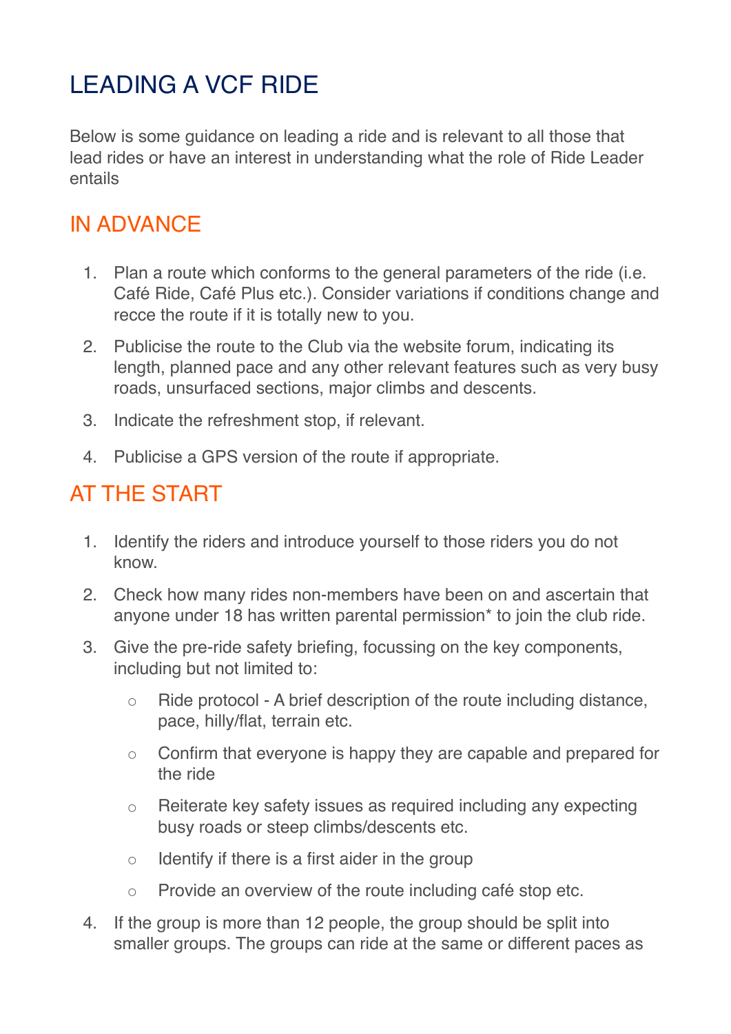# LEADING A VCF RIDE

Below is some guidance on leading a ride and is relevant to all those that lead rides or have an interest in understanding what the role of Ride Leader entails

## IN ADVANCE

1. Plan a route which conforms to the general parameters of the ride (i.e. Café Ride, Café Plus etc.). Consider variations if conditions change and recce the route if it is totally new to you.
2. Publicise the route to the Club via the website forum, indicating its length, planned pace and any other relevant features such as very busy roads, unsurfaced sections, major climbs and descents.
3. Indicate the refreshment stop, if relevant.
4. Publicise a GPS version of the route if appropriate.

## AT THE START

1. Identify the riders and introduce yourself to those riders you do not know.
2. Check how many rides non-members have been on and ascertain that anyone under 18 has written parental permission* to join the club ride.
3. Give the pre-ride safety briefing, focussing on the key components, including but not limited to:
   - Ride protocol - A brief description of the route including distance, pace, hilly/flat, terrain etc.
   - Confirm that everyone is happy they are capable and prepared for the ride
   - Reiterate key safety issues as required including any expecting busy roads or steep climbs/descents etc.
   - Identify if there is a first aider in the group
   - Provide an overview of the route including café stop etc.
4. If the group is more than 12 people, the group should be split into smaller groups. The groups can ride at the same or different paces as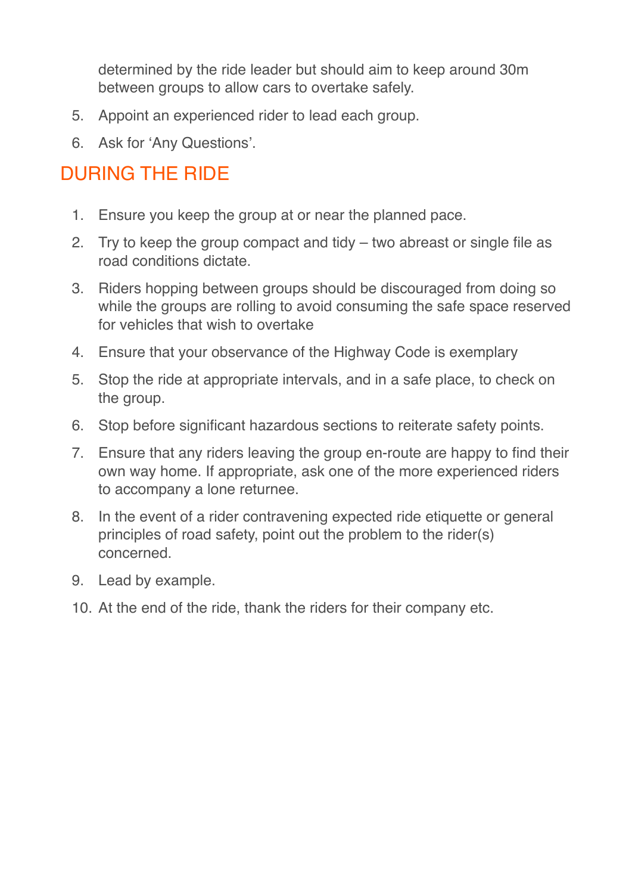determined by the ride leader but should aim to keep around 30m between groups to allow cars to overtake safely.

5. Appoint an experienced rider to lead each group.
6. Ask for ‘Any Questions’.

## DURING THE RIDE

1. Ensure you keep the group at or near the planned pace.
2. Try to keep the group compact and tidy – two abreast or single file as road conditions dictate.
3. Riders hopping between groups should be discouraged from doing so while the groups are rolling to avoid consuming the safe space reserved for vehicles that wish to overtake
4. Ensure that your observance of the Highway Code is exemplary
5. Stop the ride at appropriate intervals, and in a safe place, to check on the group.
6. Stop before significant hazardous sections to reiterate safety points.
7. Ensure that any riders leaving the group en-route are happy to find their own way home. If appropriate, ask one of the more experienced riders to accompany a lone returnee.
8. In the event of a rider contravening expected ride etiquette or general principles of road safety, point out the problem to the rider(s) concerned.
9. Lead by example.
10. At the end of the ride, thank the riders for their company etc.